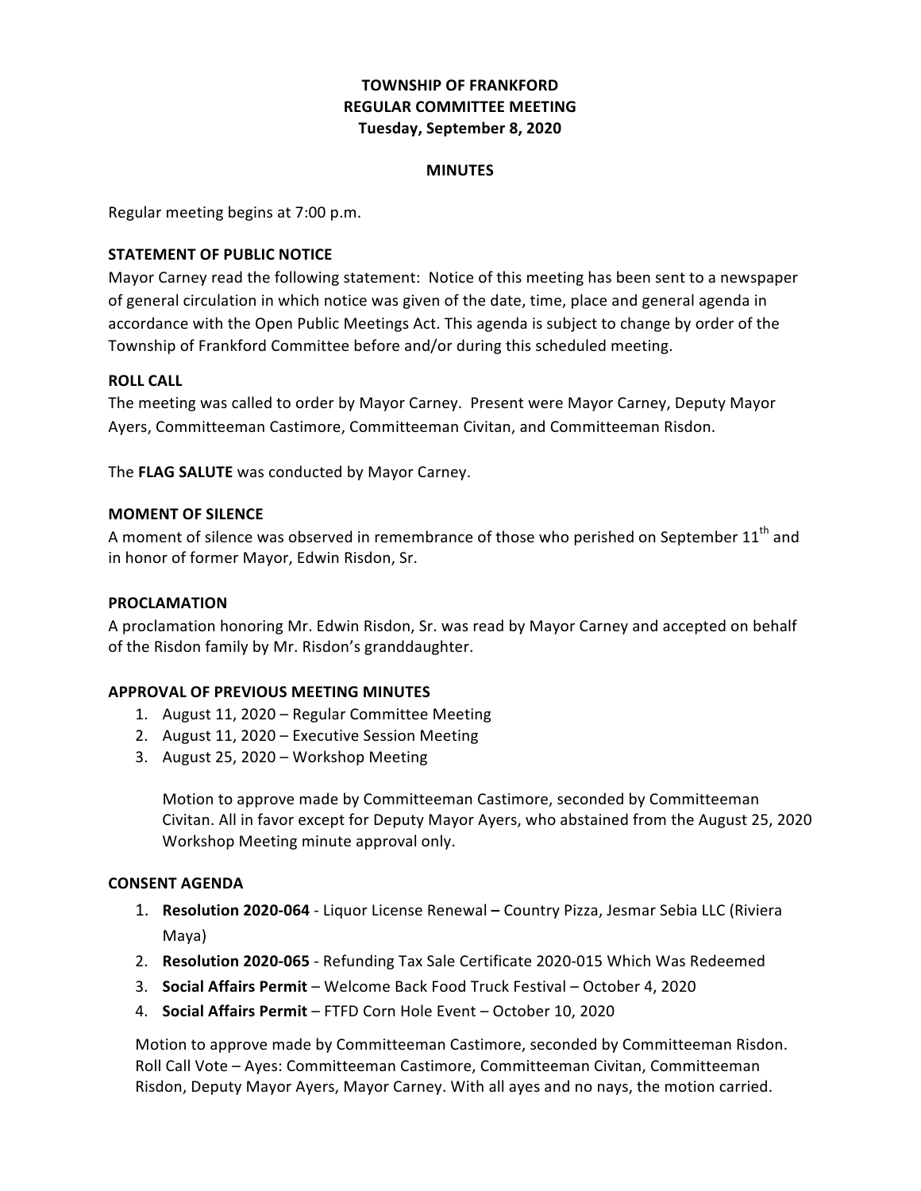**TOWNSHIP OF FRANKFORD**
**REGULAR COMMITTEE MEETING**
**Tuesday, September 8, 2020**

**MINUTES**

Regular meeting begins at 7:00 p.m.

**STATEMENT OF PUBLIC NOTICE**

Mayor Carney read the following statement: Notice of this meeting has been sent to a newspaper of general circulation in which notice was given of the date, time, place and general agenda in accordance with the Open Public Meetings Act. This agenda is subject to change by order of the Township of Frankford Committee before and/or during this scheduled meeting.

**ROLL CALL**

The meeting was called to order by Mayor Carney. Present were Mayor Carney, Deputy Mayor Ayers, Committeeman Castimore, Committeeman Civitan, and Committeeman Risdon.

The **FLAG SALUTE** was conducted by Mayor Carney.

**MOMENT OF SILENCE**

A moment of silence was observed in remembrance of those who perished on September 11th and in honor of former Mayor, Edwin Risdon, Sr.

**PROCLAMATION**

A proclamation honoring Mr. Edwin Risdon, Sr. was read by Mayor Carney and accepted on behalf of the Risdon family by Mr. Risdon's granddaughter.

**APPROVAL OF PREVIOUS MEETING MINUTES**

1. August 11, 2020 – Regular Committee Meeting
2. August 11, 2020 – Executive Session Meeting
3. August 25, 2020 – Workshop Meeting

   Motion to approve made by Committeeman Castimore, seconded by Committeeman Civitan. All in favor except for Deputy Mayor Ayers, who abstained from the August 25, 2020 Workshop Meeting minute approval only.

**CONSENT AGENDA**

1. **Resolution 2020-064** - Liquor License Renewal **–** Country Pizza, Jesmar Sebia LLC (Riviera Maya)
2. **Resolution 2020-065** - Refunding Tax Sale Certificate 2020-015 Which Was Redeemed
3. **Social Affairs Permit** – Welcome Back Food Truck Festival – October 4, 2020
4. **Social Affairs Permit** – FTFD Corn Hole Event – October 10, 2020

Motion to approve made by Committeeman Castimore, seconded by Committeeman Risdon. Roll Call Vote – Ayes: Committeeman Castimore, Committeeman Civitan, Committeeman Risdon, Deputy Mayor Ayers, Mayor Carney. With all ayes and no nays, the motion carried.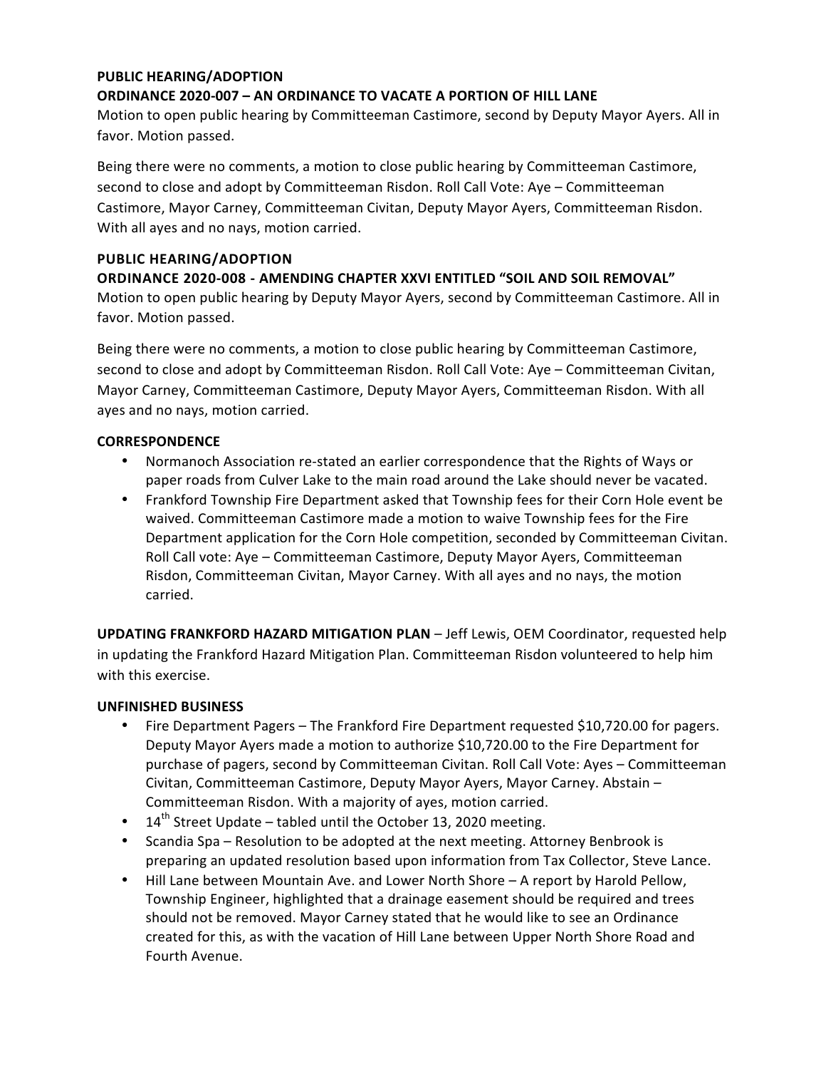**PUBLIC HEARING/ADOPTION**
**ORDINANCE 2020-007 – AN ORDINANCE TO VACATE A PORTION OF HILL LANE**
Motion to open public hearing by Committeeman Castimore, second by Deputy Mayor Ayers. All in favor. Motion passed.

Being there were no comments, a motion to close public hearing by Committeeman Castimore, second to close and adopt by Committeeman Risdon. Roll Call Vote: Aye – Committeeman Castimore, Mayor Carney, Committeeman Civitan, Deputy Mayor Ayers, Committeeman Risdon. With all ayes and no nays, motion carried.

**PUBLIC HEARING/ADOPTION**
**ORDINANCE 2020-008 - AMENDING CHAPTER XXVI ENTITLED "SOIL AND SOIL REMOVAL"**
Motion to open public hearing by Deputy Mayor Ayers, second by Committeeman Castimore. All in favor. Motion passed.

Being there were no comments, a motion to close public hearing by Committeeman Castimore, second to close and adopt by Committeeman Risdon. Roll Call Vote: Aye – Committeeman Civitan, Mayor Carney, Committeeman Castimore, Deputy Mayor Ayers, Committeeman Risdon. With all ayes and no nays, motion carried.

**CORRESPONDENCE**

- Normanoch Association re-stated an earlier correspondence that the Rights of Ways or paper roads from Culver Lake to the main road around the Lake should never be vacated.
- Frankford Township Fire Department asked that Township fees for their Corn Hole event be waived. Committeeman Castimore made a motion to waive Township fees for the Fire Department application for the Corn Hole competition, seconded by Committeeman Civitan. Roll Call vote: Aye – Committeeman Castimore, Deputy Mayor Ayers, Committeeman Risdon, Committeeman Civitan, Mayor Carney. With all ayes and no nays, the motion carried.

**UPDATING FRANKFORD HAZARD MITIGATION PLAN** – Jeff Lewis, OEM Coordinator, requested help in updating the Frankford Hazard Mitigation Plan. Committeeman Risdon volunteered to help him with this exercise.

**UNFINISHED BUSINESS**

- Fire Department Pagers – The Frankford Fire Department requested $10,720.00 for pagers. Deputy Mayor Ayers made a motion to authorize $10,720.00 to the Fire Department for purchase of pagers, second by Committeeman Civitan. Roll Call Vote: Ayes – Committeeman Civitan, Committeeman Castimore, Deputy Mayor Ayers, Mayor Carney. Abstain – Committeeman Risdon. With a majority of ayes, motion carried.
- 14th Street Update – tabled until the October 13, 2020 meeting.
- Scandia Spa – Resolution to be adopted at the next meeting. Attorney Benbrook is preparing an updated resolution based upon information from Tax Collector, Steve Lance.
- Hill Lane between Mountain Ave. and Lower North Shore – A report by Harold Pellow, Township Engineer, highlighted that a drainage easement should be required and trees should not be removed. Mayor Carney stated that he would like to see an Ordinance created for this, as with the vacation of Hill Lane between Upper North Shore Road and Fourth Avenue.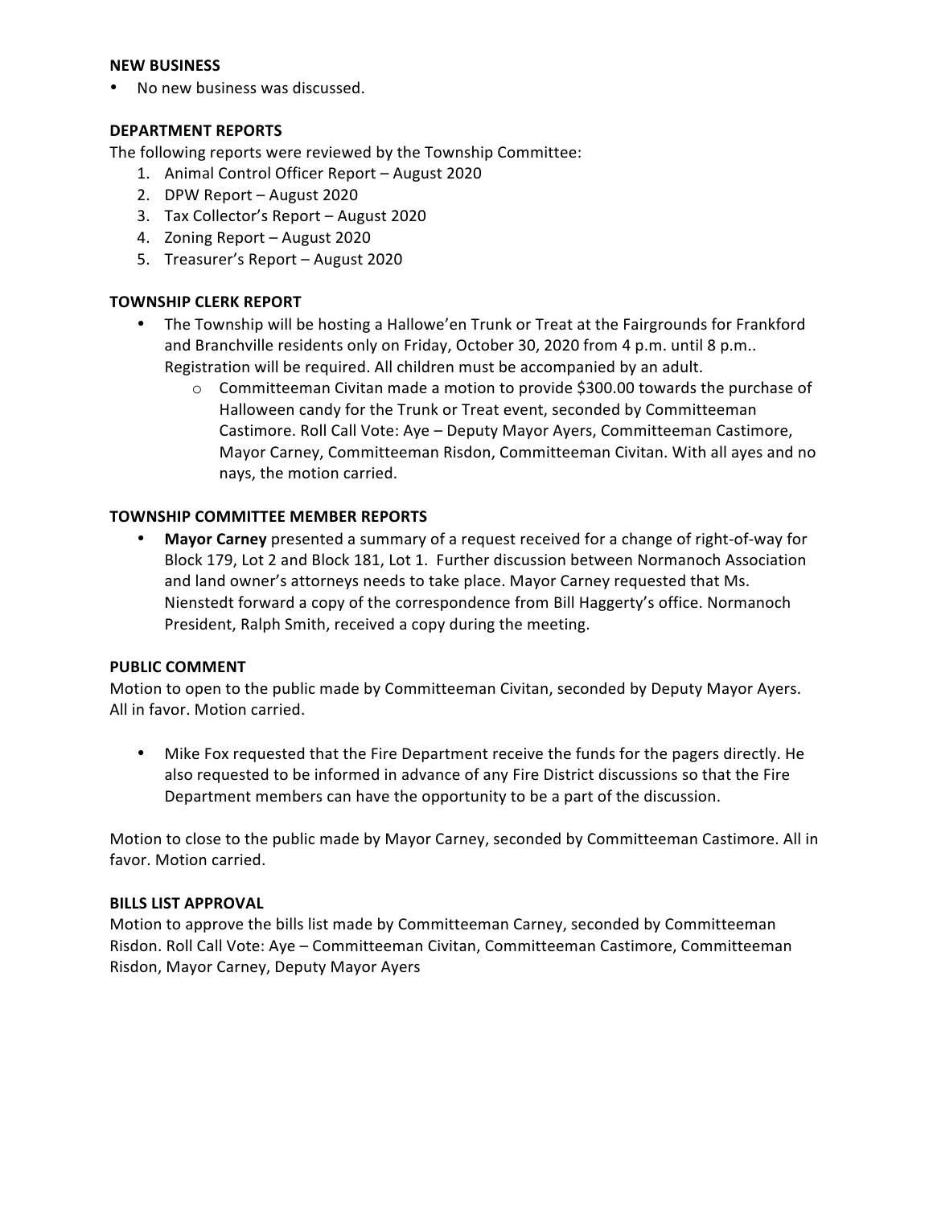**NEW BUSINESS**

- No new business was discussed.

**DEPARTMENT REPORTS**

The following reports were reviewed by the Township Committee:

1. Animal Control Officer Report – August 2020
2. DPW Report – August 2020
3. Tax Collector's Report – August 2020
4. Zoning Report – August 2020
5. Treasurer's Report – August 2020

**TOWNSHIP CLERK REPORT**

- The Township will be hosting a Hallowe'en Trunk or Treat at the Fairgrounds for Frankford and Branchville residents only on Friday, October 30, 2020 from 4 p.m. until 8 p.m.. Registration will be required. All children must be accompanied by an adult.
    - Committeeman Civitan made a motion to provide $300.00 towards the purchase of Halloween candy for the Trunk or Treat event, seconded by Committeeman Castimore. Roll Call Vote: Aye – Deputy Mayor Ayers, Committeeman Castimore, Mayor Carney, Committeeman Risdon, Committeeman Civitan. With all ayes and no nays, the motion carried.

**TOWNSHIP COMMITTEE MEMBER REPORTS**

- **Mayor Carney** presented a summary of a request received for a change of right-of-way for Block 179, Lot 2 and Block 181, Lot 1. Further discussion between Normanoch Association and land owner's attorneys needs to take place. Mayor Carney requested that Ms. Nienstedt forward a copy of the correspondence from Bill Haggerty's office. Normanoch President, Ralph Smith, received a copy during the meeting.

**PUBLIC COMMENT**

Motion to open to the public made by Committeeman Civitan, seconded by Deputy Mayor Ayers. All in favor. Motion carried.

- Mike Fox requested that the Fire Department receive the funds for the pagers directly. He also requested to be informed in advance of any Fire District discussions so that the Fire Department members can have the opportunity to be a part of the discussion.

Motion to close to the public made by Mayor Carney, seconded by Committeeman Castimore. All in favor. Motion carried.

**BILLS LIST APPROVAL**

Motion to approve the bills list made by Committeeman Carney, seconded by Committeeman Risdon. Roll Call Vote: Aye – Committeeman Civitan, Committeeman Castimore, Committeeman Risdon, Mayor Carney, Deputy Mayor Ayers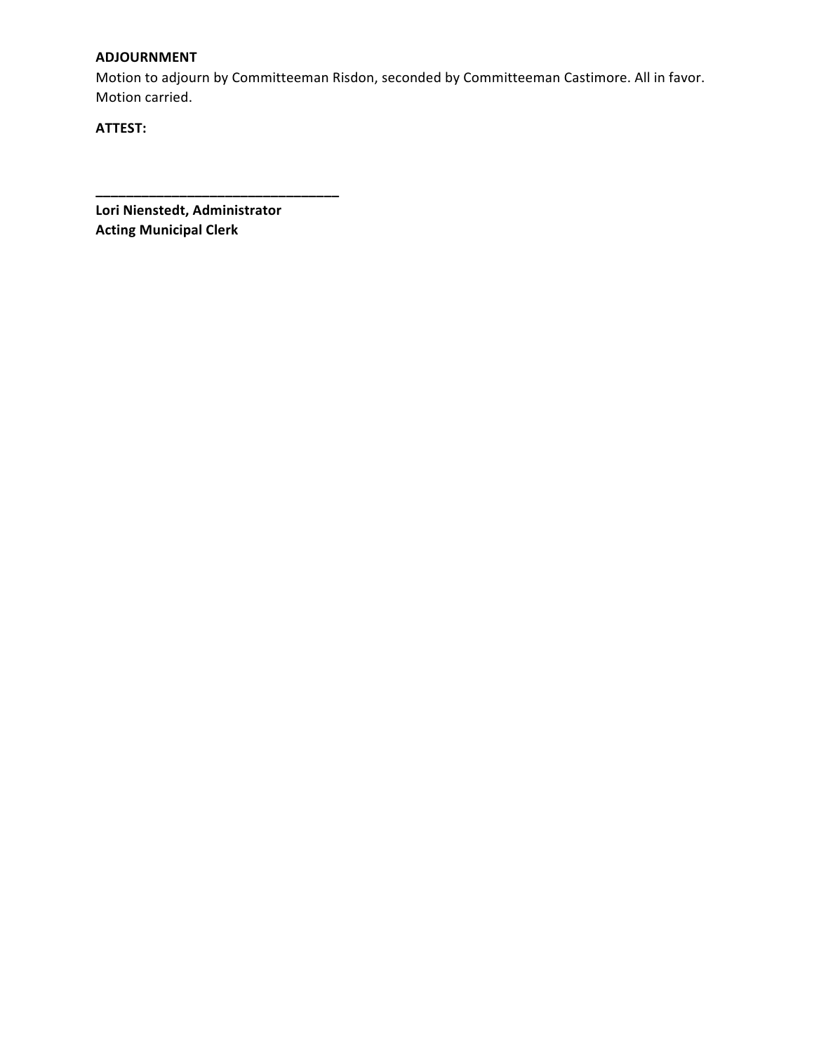**ADJOURNMENT**
Motion to adjourn by Committeeman Risdon, seconded by Committeeman Castimore. All in favor. Motion carried.

**ATTEST:**

\_\_\_\_\_\_\_\_\_\_\_\_\_\_\_\_\_\_\_\_\_\_\_\_\_\_\_\_\_\_\_\_

**Lori Nienstedt, Administrator**
**Acting Municipal Clerk**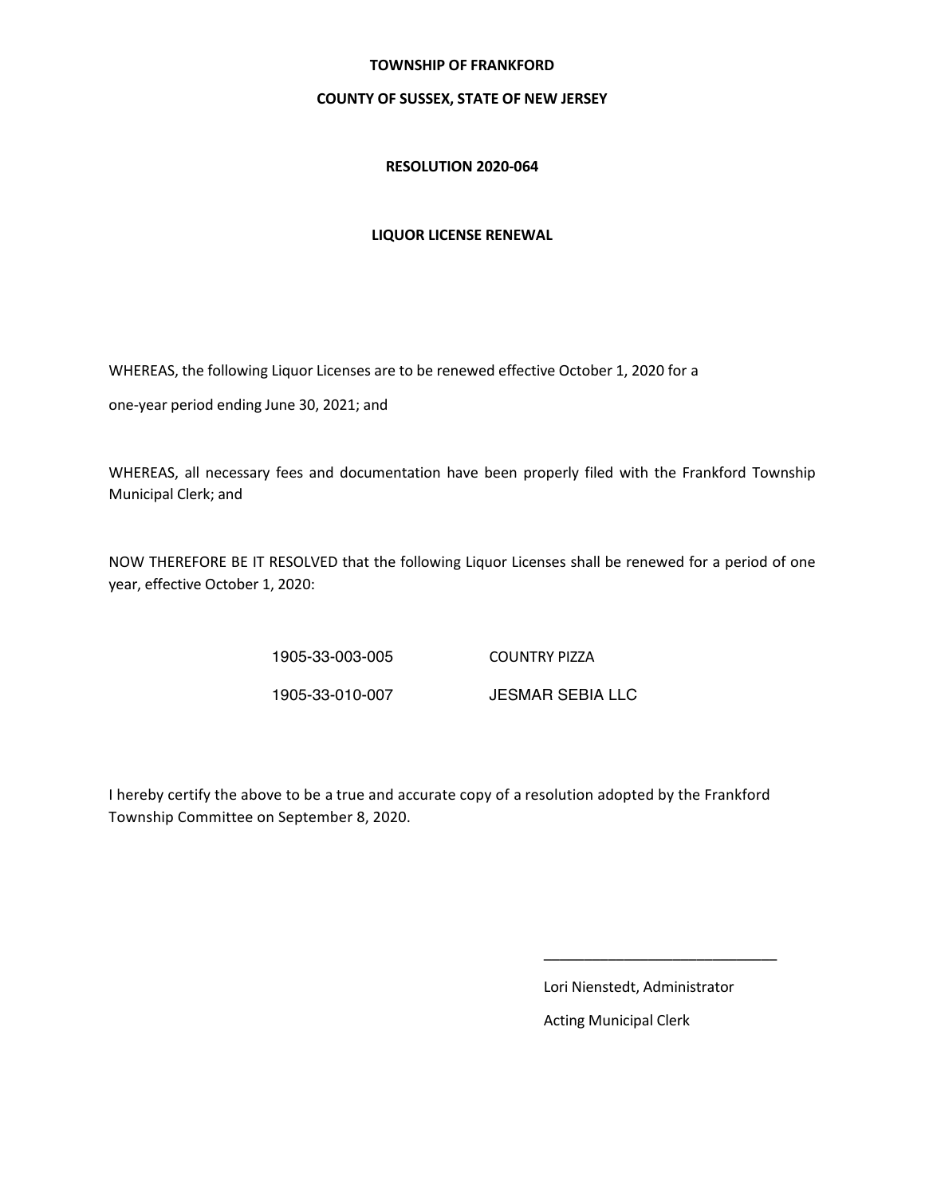**TOWNSHIP OF FRANKFORD**

**COUNTY OF SUSSEX, STATE OF NEW JERSEY**

**RESOLUTION 2020-064**

**LIQUOR LICENSE RENEWAL**

WHEREAS, the following Liquor Licenses are to be renewed effective October 1, 2020 for a one-year period ending June 30, 2021; and

WHEREAS, all necessary fees and documentation have been properly filed with the Frankford Township Municipal Clerk; and

NOW THEREFORE BE IT RESOLVED that the following Liquor Licenses shall be renewed for a period of one year, effective October 1, 2020:

| | |
|---|---|
| 1905-33-003-005 | COUNTRY PIZZA |
| 1905-33-010-007 | JESMAR SEBIA LLC |

I hereby certify the above to be a true and accurate copy of a resolution adopted by the Frankford Township Committee on September 8, 2020.

\_\_\_\_\_\_\_\_\_\_\_\_\_\_\_\_\_\_\_\_\_\_\_\_\_\_\_\_\_\_

Lori Nienstedt, Administrator

Acting Municipal Clerk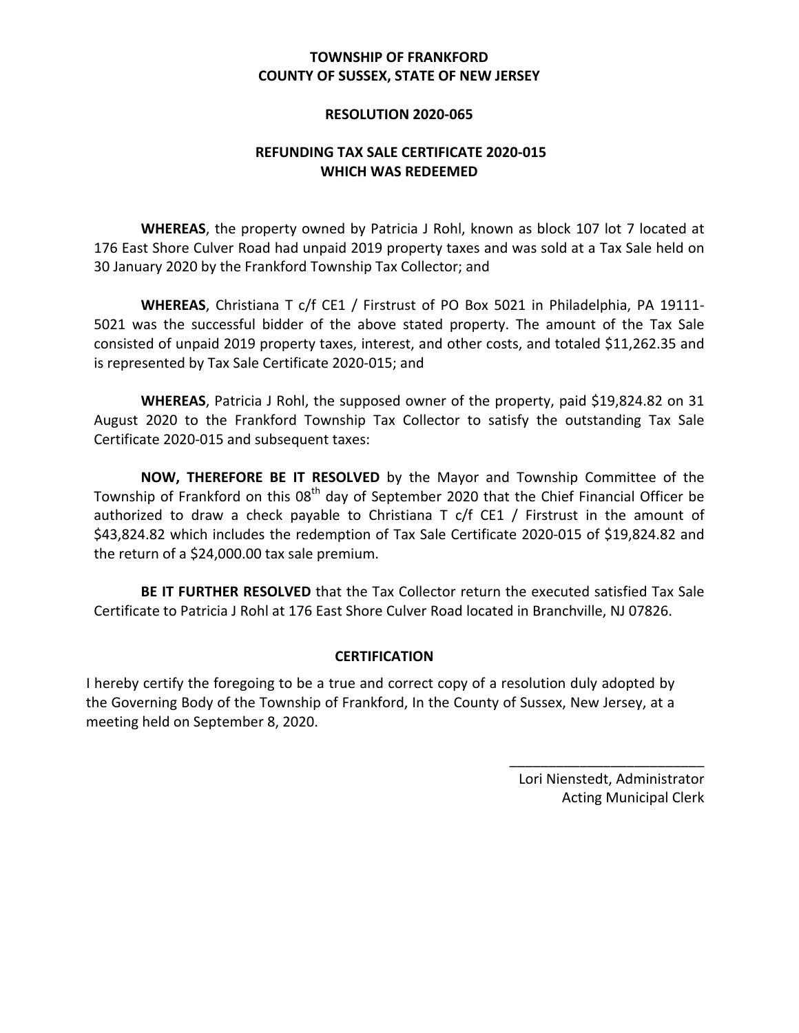**TOWNSHIP OF FRANKFORD**
**COUNTY OF SUSSEX, STATE OF NEW JERSEY**

**RESOLUTION 2020-065**

**REFUNDING TAX SALE CERTIFICATE 2020-015**
**WHICH WAS REDEEMED**

**WHEREAS**, the property owned by Patricia J Rohl, known as block 107 lot 7 located at 176 East Shore Culver Road had unpaid 2019 property taxes and was sold at a Tax Sale held on 30 January 2020 by the Frankford Township Tax Collector; and

**WHEREAS**, Christiana T c/f CE1 / Firstrust of PO Box 5021 in Philadelphia, PA 19111-5021 was the successful bidder of the above stated property. The amount of the Tax Sale consisted of unpaid 2019 property taxes, interest, and other costs, and totaled $11,262.35 and is represented by Tax Sale Certificate 2020-015; and

**WHEREAS**, Patricia J Rohl, the supposed owner of the property, paid $19,824.82 on 31 August 2020 to the Frankford Township Tax Collector to satisfy the outstanding Tax Sale Certificate 2020-015 and subsequent taxes:

**NOW, THEREFORE BE IT RESOLVED** by the Mayor and Township Committee of the Township of Frankford on this 08th day of September 2020 that the Chief Financial Officer be authorized to draw a check payable to Christiana T c/f CE1 / Firstrust in the amount of $43,824.82 which includes the redemption of Tax Sale Certificate 2020-015 of $19,824.82 and the return of a $24,000.00 tax sale premium.

**BE IT FURTHER RESOLVED** that the Tax Collector return the executed satisfied Tax Sale Certificate to Patricia J Rohl at 176 East Shore Culver Road located in Branchville, NJ 07826.

**CERTIFICATION**

I hereby certify the foregoing to be a true and correct copy of a resolution duly adopted by the Governing Body of the Township of Frankford, In the County of Sussex, New Jersey, at a meeting held on September 8, 2020.

\_\_\_\_\_\_\_\_\_\_\_\_\_\_\_\_\_\_\_\_\_\_\_\_\_\_

Lori Nienstedt, Administrator
Acting Municipal Clerk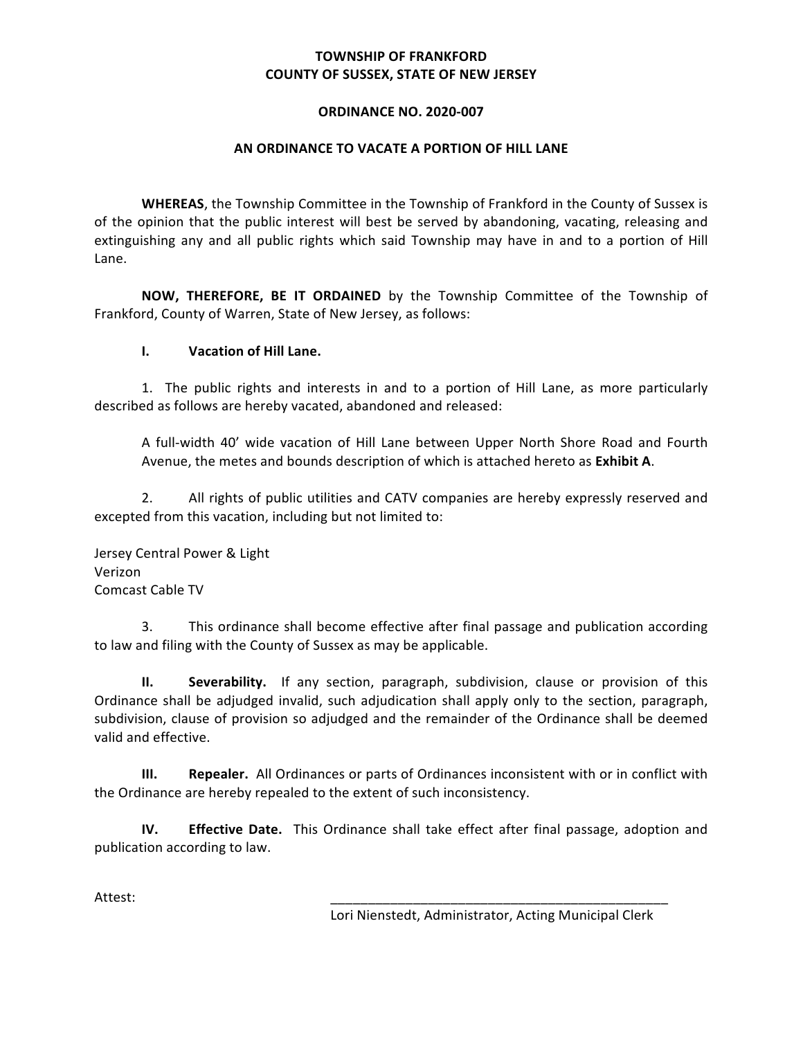**TOWNSHIP OF FRANKFORD**
**COUNTY OF SUSSEX, STATE OF NEW JERSEY**

**ORDINANCE NO. 2020-007**

**AN ORDINANCE TO VACATE A PORTION OF HILL LANE**

**WHEREAS**, the Township Committee in the Township of Frankford in the County of Sussex is of the opinion that the public interest will best be served by abandoning, vacating, releasing and extinguishing any and all public rights which said Township may have in and to a portion of Hill Lane.

**NOW, THEREFORE, BE IT ORDAINED** by the Township Committee of the Township of Frankford, County of Warren, State of New Jersey, as follows:

**I. Vacation of Hill Lane.**

1. The public rights and interests in and to a portion of Hill Lane, as more particularly described as follows are hereby vacated, abandoned and released:

> A full-width 40' wide vacation of Hill Lane between Upper North Shore Road and Fourth Avenue, the metes and bounds description of which is attached hereto as **Exhibit A**.

2. All rights of public utilities and CATV companies are hereby expressly reserved and excepted from this vacation, including but not limited to:

Jersey Central Power & Light
Verizon
Comcast Cable TV

3. This ordinance shall become effective after final passage and publication according to law and filing with the County of Sussex as may be applicable.

**II. Severability.** If any section, paragraph, subdivision, clause or provision of this Ordinance shall be adjudged invalid, such adjudication shall apply only to the section, paragraph, subdivision, clause of provision so adjudged and the remainder of the Ordinance shall be deemed valid and effective.

**III. Repealer.** All Ordinances or parts of Ordinances inconsistent with or in conflict with the Ordinance are hereby repealed to the extent of such inconsistency.

**IV. Effective Date.** This Ordinance shall take effect after final passage, adoption and publication according to law.

Attest: \_\_\_\_\_\_\_\_\_\_\_\_\_\_\_\_\_\_\_\_\_\_\_\_\_\_\_\_\_\_\_\_\_\_\_\_\_\_\_\_\_\_\_\_\_\_

Lori Nienstedt, Administrator, Acting Municipal Clerk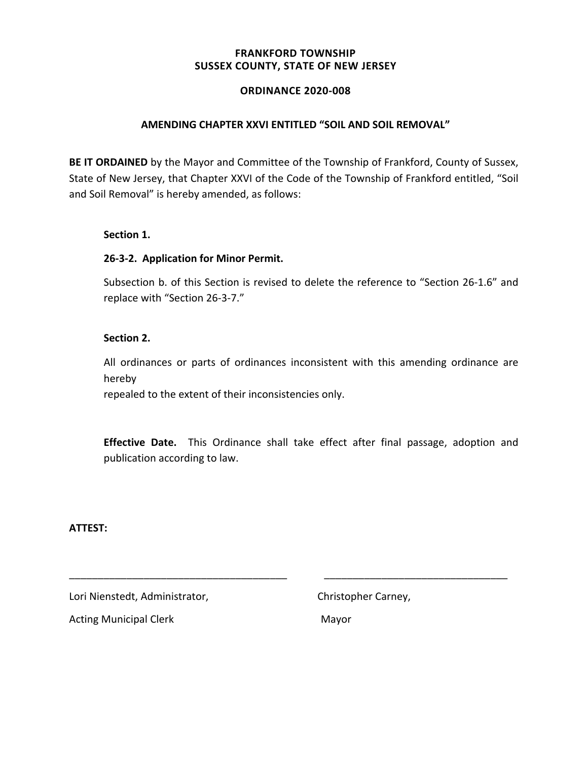**FRANKFORD TOWNSHIP**
**SUSSEX COUNTY, STATE OF NEW JERSEY**

**ORDINANCE 2020-008**

**AMENDING CHAPTER XXVI ENTITLED "SOIL AND SOIL REMOVAL"**

**BE IT ORDAINED** by the Mayor and Committee of the Township of Frankford, County of Sussex, State of New Jersey, that Chapter XXVI of the Code of the Township of Frankford entitled, "Soil and Soil Removal" is hereby amended, as follows:

**Section 1.**

**26-3-2. Application for Minor Permit.**

Subsection b. of this Section is revised to delete the reference to "Section 26-1.6" and replace with "Section 26-3-7."

**Section 2.**

All ordinances or parts of ordinances inconsistent with this amending ordinance are hereby
repealed to the extent of their inconsistencies only.

**Effective Date.** This Ordinance shall take effect after final passage, adoption and publication according to law.

**ATTEST:**

_______________________________________ _________________________________

Lori Nienstedt, Administrator,
Acting Municipal Clerk

Christopher Carney,
Mayor